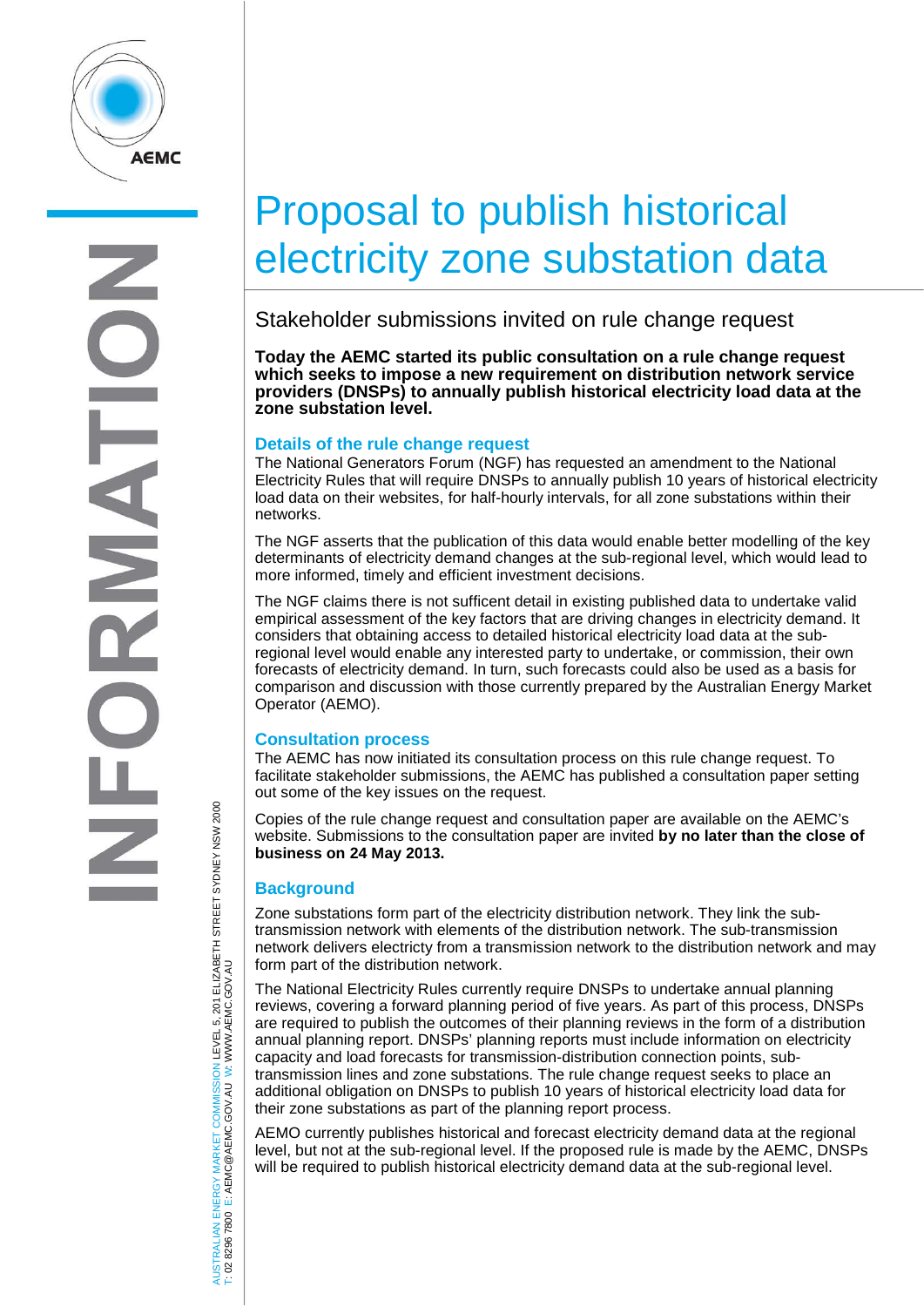# Proposal to publish historical electricity zone substation data

## Stakeholder submissions invited on rule change request

**Today the AEMC started its public consultation on a rule change request which seeks to impose a new requirement on distribution network service providers (DNSPs) to annually publish historical electricity load data at the zone substation level.**

### Details of the rule change request

The National Generators Forum (NGF) has requested an amendment to the National Electricity Rules that will require DNSPs to annually publish 10 years of historical electricity load data on their websites, for half-hourly intervals, for all zone substations within their networks.

The NGF asserts that the publication of this data would enable better modelling of the key determinants of electricity demand changes at the sub-regional level, which would lead to more informed, timely and efficient investment decisions.

The NGF claims there is not sufficent detail in existing published data to undertake valid empirical assessment of the key factors that are driving changes in electricity demand. It considers that obtaining access to detailed historical electricity load data at the sub-regional level would enable any interested party to undertake, or commission, their own forecasts of electricity demand. In turn, such forecasts could also be used as a basis for comparison and discussion with those currently prepared by the Australian Energy Market Operator (AEMO).

### Consultation process

The AEMC has now initiated its consultation process on this rule change request. To facilitate stakeholder submissions, the AEMC has published a consultation paper setting out some of the key issues on the request.

Copies of the rule change request and consultation paper are available on the AEMC's website. Submissions to the consultation paper are invited **by no later than the close of business on 24 May 2013.**

### Background

Zone substations form part of the electricity distribution network. They link the sub-transmission network with elements of the distribution network. The sub-transmission network delivers electricty from a transmission network to the distribution network and may form part of the distribution network.

The National Electricity Rules currently require DNSPs to undertake annual planning reviews, covering a forward planning period of five years. As part of this process, DNSPs are required to publish the outcomes of their planning reviews in the form of a distribution annual planning report. DNSPs' planning reports must include information on electricity capacity and load forecasts for transmission-distribution connection points, sub-transmission lines and zone substations. The rule change request seeks to place an additional obligation on DNSPs to publish 10 years of historical electricity load data for their zone substations as part of the planning report process.

AEMO currently publishes historical and forecast electricity demand data at the regional level, but not at the sub-regional level. If the proposed rule is made by the AEMC, DNSPs will be required to publish historical electricity demand data at the sub-regional level.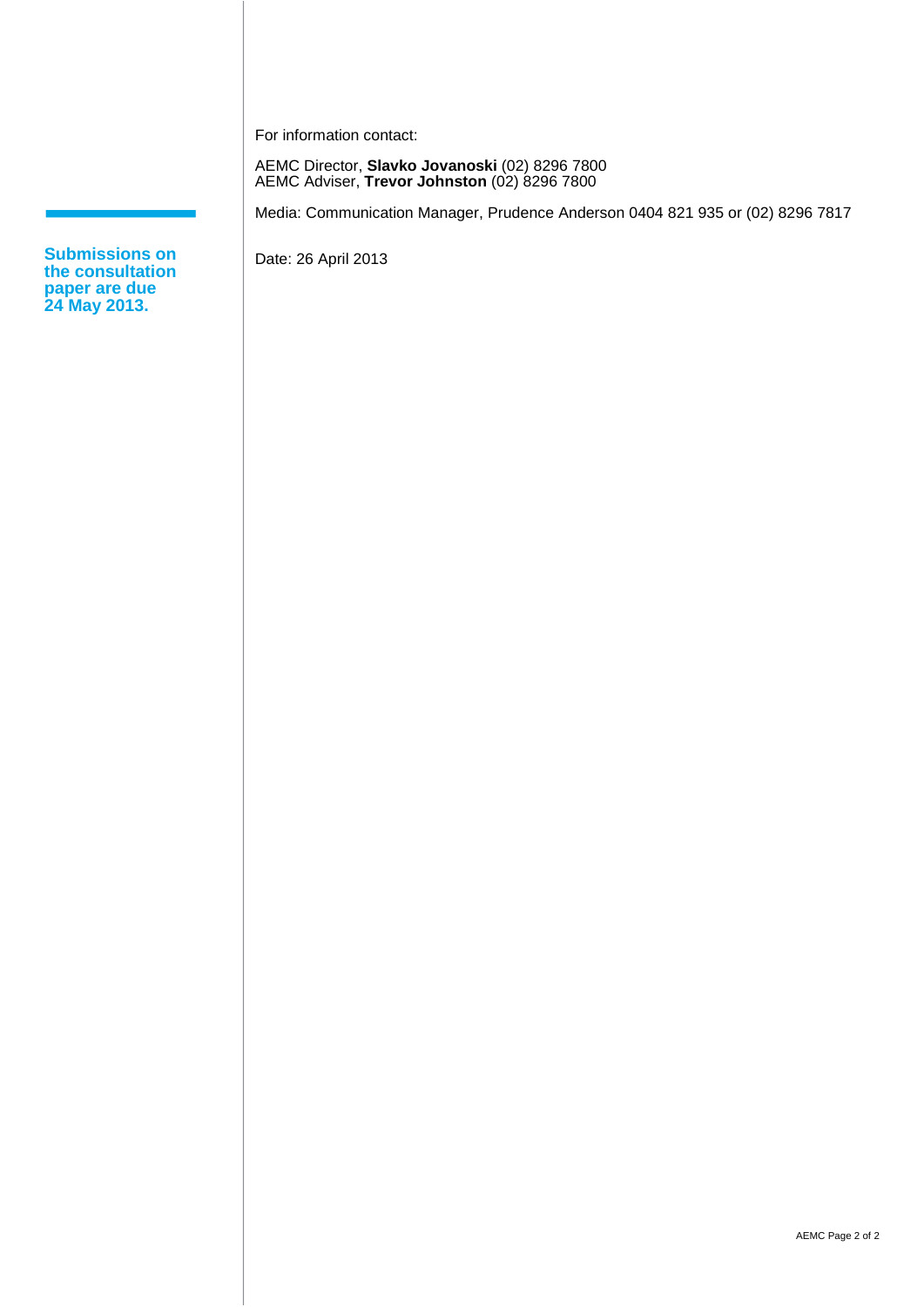**Submissions on the consultation paper are due 24 May 2013.**

For information contact:

AEMC Director, **Slavko Jovanoski** (02) 8296 7800
AEMC Adviser, **Trevor Johnston** (02) 8296 7800

Media: Communication Manager, Prudence Anderson 0404 821 935 or (02) 8296 7817

Date: 26 April 2013